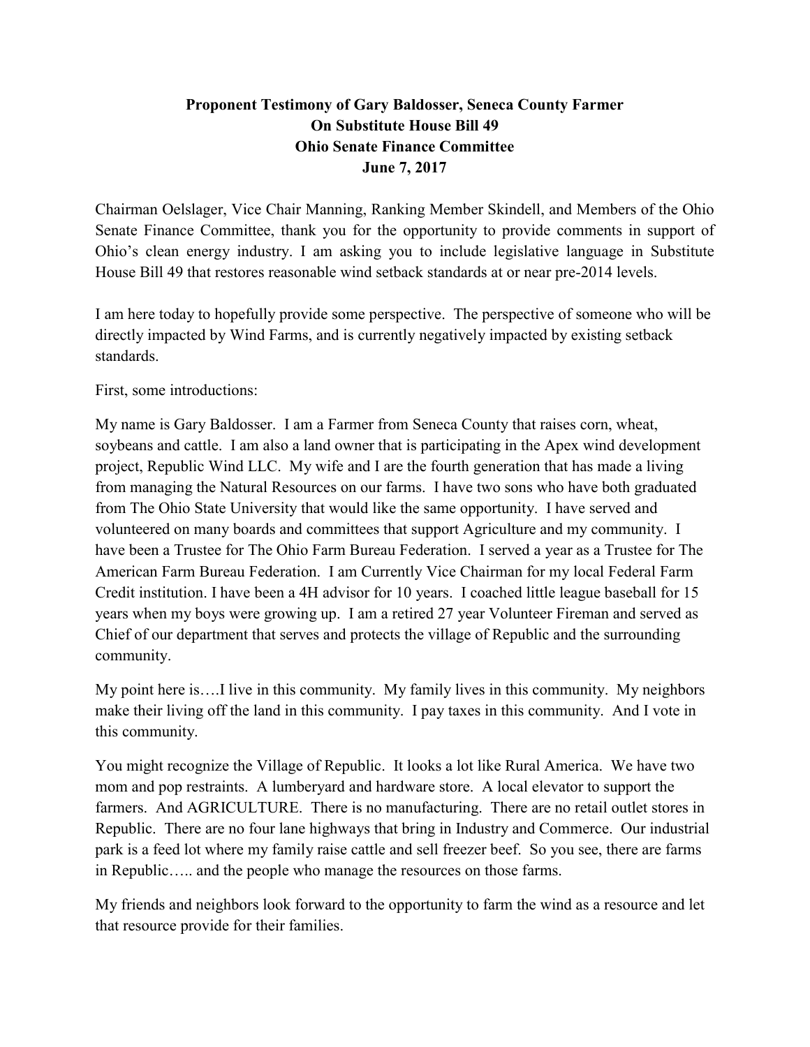**Proponent Testimony of Gary Baldosser, Seneca County Farmer**
**On Substitute House Bill 49**
**Ohio Senate Finance Committee**
**June 7, 2017**

Chairman Oelslager, Vice Chair Manning, Ranking Member Skindell, and Members of the Ohio Senate Finance Committee, thank you for the opportunity to provide comments in support of Ohio's clean energy industry. I am asking you to include legislative language in Substitute House Bill 49 that restores reasonable wind setback standards at or near pre-2014 levels.

I am here today to hopefully provide some perspective. The perspective of someone who will be directly impacted by Wind Farms, and is currently negatively impacted by existing setback standards.

First, some introductions:

My name is Gary Baldosser. I am a Farmer from Seneca County that raises corn, wheat, soybeans and cattle. I am also a land owner that is participating in the Apex wind development project, Republic Wind LLC. My wife and I are the fourth generation that has made a living from managing the Natural Resources on our farms. I have two sons who have both graduated from The Ohio State University that would like the same opportunity. I have served and volunteered on many boards and committees that support Agriculture and my community. I have been a Trustee for The Ohio Farm Bureau Federation. I served a year as a Trustee for The American Farm Bureau Federation. I am Currently Vice Chairman for my local Federal Farm Credit institution. I have been a 4H advisor for 10 years. I coached little league baseball for 15 years when my boys were growing up. I am a retired 27 year Volunteer Fireman and served as Chief of our department that serves and protects the village of Republic and the surrounding community.

My point here is….I live in this community. My family lives in this community. My neighbors make their living off the land in this community. I pay taxes in this community. And I vote in this community.

You might recognize the Village of Republic. It looks a lot like Rural America. We have two mom and pop restraints. A lumberyard and hardware store. A local elevator to support the farmers. And AGRICULTURE. There is no manufacturing. There are no retail outlet stores in Republic. There are no four lane highways that bring in Industry and Commerce. Our industrial park is a feed lot where my family raise cattle and sell freezer beef. So you see, there are farms in Republic….. and the people who manage the resources on those farms.

My friends and neighbors look forward to the opportunity to farm the wind as a resource and let that resource provide for their families.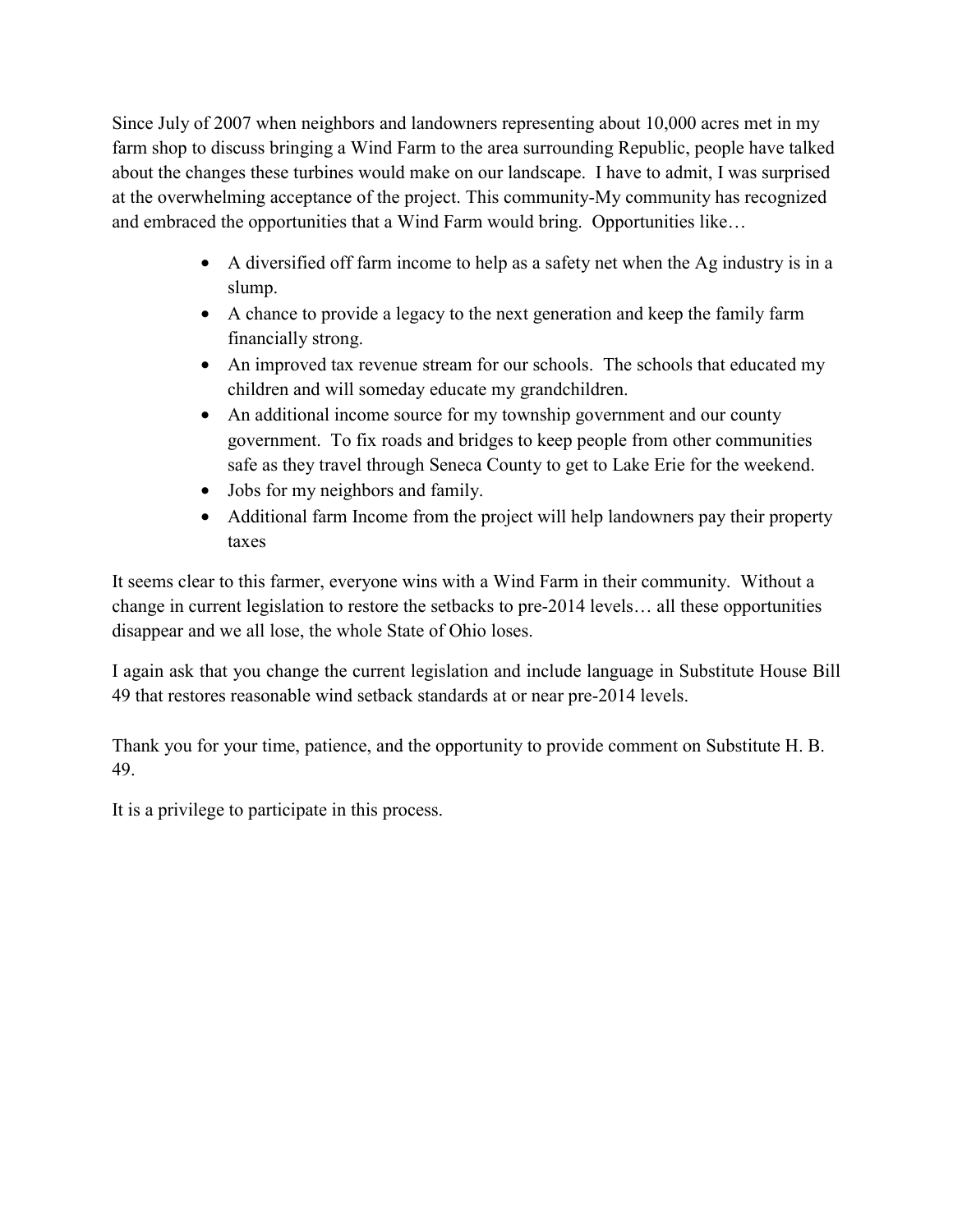Since July of 2007 when neighbors and landowners representing about 10,000 acres met in my farm shop to discuss bringing a Wind Farm to the area surrounding Republic, people have talked about the changes these turbines would make on our landscape. I have to admit, I was surprised at the overwhelming acceptance of the project. This community-My community has recognized and embraced the opportunities that a Wind Farm would bring. Opportunities like…

- A diversified off farm income to help as a safety net when the Ag industry is in a slump.
- A chance to provide a legacy to the next generation and keep the family farm financially strong.
- An improved tax revenue stream for our schools. The schools that educated my children and will someday educate my grandchildren.
- An additional income source for my township government and our county government. To fix roads and bridges to keep people from other communities safe as they travel through Seneca County to get to Lake Erie for the weekend.
- Jobs for my neighbors and family.
- Additional farm Income from the project will help landowners pay their property taxes

It seems clear to this farmer, everyone wins with a Wind Farm in their community. Without a change in current legislation to restore the setbacks to pre-2014 levels… all these opportunities disappear and we all lose, the whole State of Ohio loses.

I again ask that you change the current legislation and include language in Substitute House Bill 49 that restores reasonable wind setback standards at or near pre-2014 levels.

Thank you for your time, patience, and the opportunity to provide comment on Substitute H. B. 49.

It is a privilege to participate in this process.